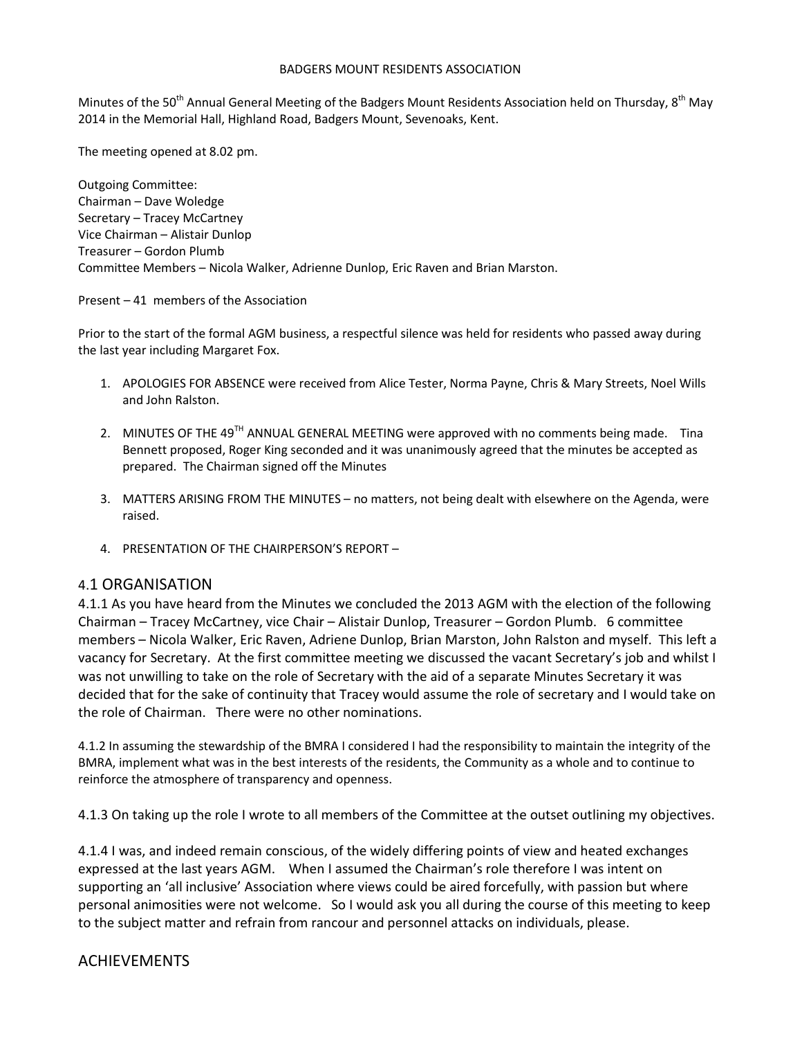BADGERS MOUNT RESIDENTS ASSOCIATION

Minutes of the 50th Annual General Meeting of the Badgers Mount Residents Association held on Thursday, 8th May 2014 in the Memorial Hall, Highland Road, Badgers Mount, Sevenoaks, Kent.

The meeting opened at 8.02 pm.

Outgoing Committee:
Chairman – Dave Woledge
Secretary – Tracey McCartney
Vice Chairman – Alistair Dunlop
Treasurer – Gordon Plumb
Committee Members – Nicola Walker, Adrienne Dunlop, Eric Raven and Brian Marston.

Present – 41 members of the Association

Prior to the start of the formal AGM business, a respectful silence was held for residents who passed away during the last year including Margaret Fox.

1. APOLOGIES FOR ABSENCE were received from Alice Tester, Norma Payne, Chris & Mary Streets, Noel Wills and John Ralston.

2. MINUTES OF THE 49TH ANNUAL GENERAL MEETING were approved with no comments being made. Tina Bennett proposed, Roger King seconded and it was unanimously agreed that the minutes be accepted as prepared. The Chairman signed off the Minutes

3. MATTERS ARISING FROM THE MINUTES – no matters, not being dealt with elsewhere on the Agenda, were raised.

4. PRESENTATION OF THE CHAIRPERSON'S REPORT –

## 4.1 ORGANISATION

4.1.1 As you have heard from the Minutes we concluded the 2013 AGM with the election of the following Chairman – Tracey McCartney, vice Chair – Alistair Dunlop, Treasurer – Gordon Plumb. 6 committee members – Nicola Walker, Eric Raven, Adriene Dunlop, Brian Marston, John Ralston and myself. This left a vacancy for Secretary. At the first committee meeting we discussed the vacant Secretary's job and whilst I was not unwilling to take on the role of Secretary with the aid of a separate Minutes Secretary it was decided that for the sake of continuity that Tracey would assume the role of secretary and I would take on the role of Chairman. There were no other nominations.

4.1.2 In assuming the stewardship of the BMRA I considered I had the responsibility to maintain the integrity of the BMRA, implement what was in the best interests of the residents, the Community as a whole and to continue to reinforce the atmosphere of transparency and openness.

4.1.3 On taking up the role I wrote to all members of the Committee at the outset outlining my objectives.

4.1.4 I was, and indeed remain conscious, of the widely differing points of view and heated exchanges expressed at the last years AGM. When I assumed the Chairman's role therefore I was intent on supporting an 'all inclusive' Association where views could be aired forcefully, with passion but where personal animosities were not welcome. So I would ask you all during the course of this meeting to keep to the subject matter and refrain from rancour and personnel attacks on individuals, please.

## ACHIEVEMENTS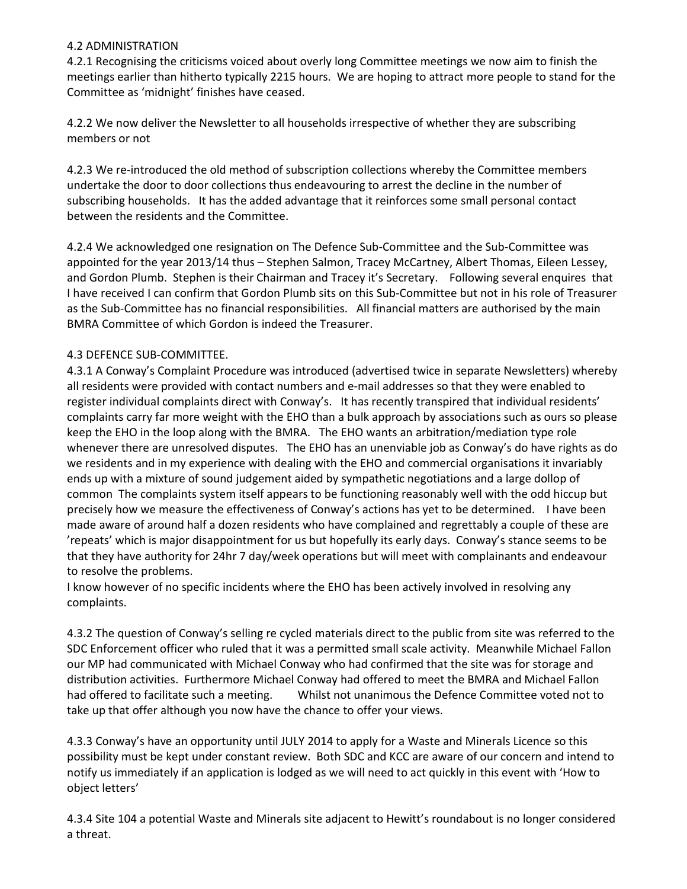## 4.2 ADMINISTRATION

4.2.1 Recognising the criticisms voiced about overly long Committee meetings we now aim to finish the meetings earlier than hitherto typically 2215 hours. We are hoping to attract more people to stand for the Committee as 'midnight' finishes have ceased.

4.2.2 We now deliver the Newsletter to all households irrespective of whether they are subscribing members or not

4.2.3 We re-introduced the old method of subscription collections whereby the Committee members undertake the door to door collections thus endeavouring to arrest the decline in the number of subscribing households. It has the added advantage that it reinforces some small personal contact between the residents and the Committee.

4.2.4 We acknowledged one resignation on The Defence Sub-Committee and the Sub-Committee was appointed for the year 2013/14 thus – Stephen Salmon, Tracey McCartney, Albert Thomas, Eileen Lessey, and Gordon Plumb. Stephen is their Chairman and Tracey it's Secretary. Following several enquires that I have received I can confirm that Gordon Plumb sits on this Sub-Committee but not in his role of Treasurer as the Sub-Committee has no financial responsibilities. All financial matters are authorised by the main BMRA Committee of which Gordon is indeed the Treasurer.

## 4.3 DEFENCE SUB-COMMITTEE.

4.3.1 A Conway's Complaint Procedure was introduced (advertised twice in separate Newsletters) whereby all residents were provided with contact numbers and e-mail addresses so that they were enabled to register individual complaints direct with Conway's. It has recently transpired that individual residents' complaints carry far more weight with the EHO than a bulk approach by associations such as ours so please keep the EHO in the loop along with the BMRA. The EHO wants an arbitration/mediation type role whenever there are unresolved disputes. The EHO has an unenviable job as Conway's do have rights as do we residents and in my experience with dealing with the EHO and commercial organisations it invariably ends up with a mixture of sound judgement aided by sympathetic negotiations and a large dollop of common The complaints system itself appears to be functioning reasonably well with the odd hiccup but precisely how we measure the effectiveness of Conway's actions has yet to be determined. I have been made aware of around half a dozen residents who have complained and regrettably a couple of these are 'repeats' which is major disappointment for us but hopefully its early days. Conway's stance seems to be that they have authority for 24hr 7 day/week operations but will meet with complainants and endeavour to resolve the problems.
I know however of no specific incidents where the EHO has been actively involved in resolving any complaints.

4.3.2 The question of Conway's selling re cycled materials direct to the public from site was referred to the SDC Enforcement officer who ruled that it was a permitted small scale activity. Meanwhile Michael Fallon our MP had communicated with Michael Conway who had confirmed that the site was for storage and distribution activities. Furthermore Michael Conway had offered to meet the BMRA and Michael Fallon had offered to facilitate such a meeting. Whilst not unanimous the Defence Committee voted not to take up that offer although you now have the chance to offer your views.

4.3.3 Conway's have an opportunity until JULY 2014 to apply for a Waste and Minerals Licence so this possibility must be kept under constant review. Both SDC and KCC are aware of our concern and intend to notify us immediately if an application is lodged as we will need to act quickly in this event with 'How to object letters'

4.3.4 Site 104 a potential Waste and Minerals site adjacent to Hewitt's roundabout is no longer considered a threat.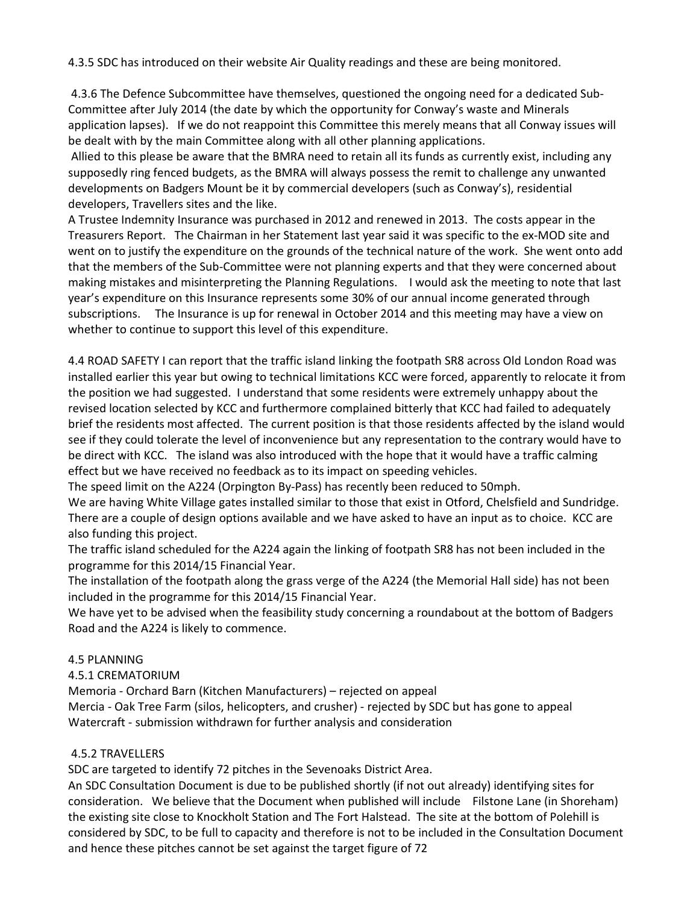4.3.5 SDC has introduced on their website Air Quality readings and these are being monitored.

4.3.6 The Defence Subcommittee have themselves, questioned the ongoing need for a dedicated Sub-Committee after July 2014 (the date by which the opportunity for Conway's waste and Minerals application lapses). If we do not reappoint this Committee this merely means that all Conway issues will be dealt with by the main Committee along with all other planning applications.

Allied to this please be aware that the BMRA need to retain all its funds as currently exist, including any supposedly ring fenced budgets, as the BMRA will always possess the remit to challenge any unwanted developments on Badgers Mount be it by commercial developers (such as Conway's), residential developers, Travellers sites and the like.

A Trustee Indemnity Insurance was purchased in 2012 and renewed in 2013. The costs appear in the Treasurers Report. The Chairman in her Statement last year said it was specific to the ex-MOD site and went on to justify the expenditure on the grounds of the technical nature of the work. She went onto add that the members of the Sub-Committee were not planning experts and that they were concerned about making mistakes and misinterpreting the Planning Regulations. I would ask the meeting to note that last year's expenditure on this Insurance represents some 30% of our annual income generated through subscriptions. The Insurance is up for renewal in October 2014 and this meeting may have a view on whether to continue to support this level of this expenditure.

4.4 ROAD SAFETY I can report that the traffic island linking the footpath SR8 across Old London Road was installed earlier this year but owing to technical limitations KCC were forced, apparently to relocate it from the position we had suggested. I understand that some residents were extremely unhappy about the revised location selected by KCC and furthermore complained bitterly that KCC had failed to adequately brief the residents most affected. The current position is that those residents affected by the island would see if they could tolerate the level of inconvenience but any representation to the contrary would have to be direct with KCC. The island was also introduced with the hope that it would have a traffic calming effect but we have received no feedback as to its impact on speeding vehicles.

The speed limit on the A224 (Orpington By-Pass) has recently been reduced to 50mph.

We are having White Village gates installed similar to those that exist in Otford, Chelsfield and Sundridge. There are a couple of design options available and we have asked to have an input as to choice. KCC are also funding this project.

The traffic island scheduled for the A224 again the linking of footpath SR8 has not been included in the programme for this 2014/15 Financial Year.

The installation of the footpath along the grass verge of the A224 (the Memorial Hall side) has not been included in the programme for this 2014/15 Financial Year.

We have yet to be advised when the feasibility study concerning a roundabout at the bottom of Badgers Road and the A224 is likely to commence.

4.5 PLANNING

4.5.1 CREMATORIUM

Memoria - Orchard Barn (Kitchen Manufacturers) – rejected on appeal

Mercia - Oak Tree Farm (silos, helicopters, and crusher) - rejected by SDC but has gone to appeal

Watercraft - submission withdrawn for further analysis and consideration

4.5.2 TRAVELLERS

SDC are targeted to identify 72 pitches in the Sevenoaks District Area.

An SDC Consultation Document is due to be published shortly (if not out already) identifying sites for consideration. We believe that the Document when published will include Filstone Lane (in Shoreham) the existing site close to Knockholt Station and The Fort Halstead. The site at the bottom of Polehill is considered by SDC, to be full to capacity and therefore is not to be included in the Consultation Document and hence these pitches cannot be set against the target figure of 72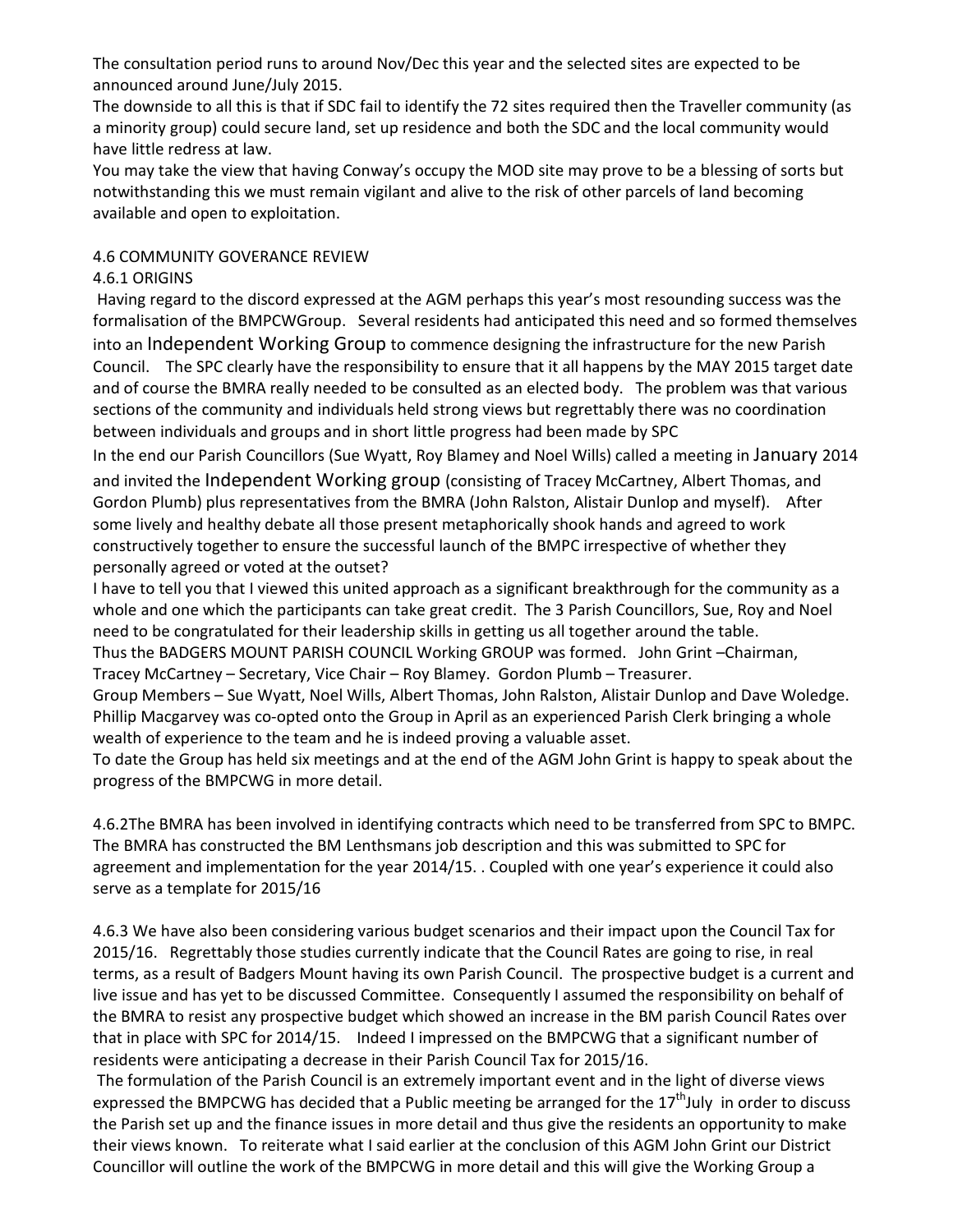The consultation period runs to around Nov/Dec this year and the selected sites are expected to be announced around June/July 2015.

The downside to all this is that if SDC fail to identify the 72 sites required then the Traveller community (as a minority group) could secure land, set up residence and both the SDC and the local community would have little redress at law.

You may take the view that having Conway's occupy the MOD site may prove to be a blessing of sorts but notwithstanding this we must remain vigilant and alive to the risk of other parcels of land becoming available and open to exploitation.

4.6 COMMUNITY GOVERANCE REVIEW

4.6.1 ORIGINS

Having regard to the discord expressed at the AGM perhaps this year's most resounding success was the formalisation of the BMPCWGroup. Several residents had anticipated this need and so formed themselves into an Independent Working Group to commence designing the infrastructure for the new Parish Council. The SPC clearly have the responsibility to ensure that it all happens by the MAY 2015 target date and of course the BMRA really needed to be consulted as an elected body. The problem was that various sections of the community and individuals held strong views but regrettably there was no coordination between individuals and groups and in short little progress had been made by SPC

In the end our Parish Councillors (Sue Wyatt, Roy Blamey and Noel Wills) called a meeting in January 2014 and invited the Independent Working group (consisting of Tracey McCartney, Albert Thomas, and Gordon Plumb) plus representatives from the BMRA (John Ralston, Alistair Dunlop and myself). After some lively and healthy debate all those present metaphorically shook hands and agreed to work constructively together to ensure the successful launch of the BMPC irrespective of whether they personally agreed or voted at the outset?

I have to tell you that I viewed this united approach as a significant breakthrough for the community as a whole and one which the participants can take great credit. The 3 Parish Councillors, Sue, Roy and Noel need to be congratulated for their leadership skills in getting us all together around the table.

Thus the BADGERS MOUNT PARISH COUNCIL Working GROUP was formed. John Grint –Chairman, Tracey McCartney – Secretary, Vice Chair – Roy Blamey. Gordon Plumb – Treasurer.

Group Members – Sue Wyatt, Noel Wills, Albert Thomas, John Ralston, Alistair Dunlop and Dave Woledge. Phillip Macgarvey was co-opted onto the Group in April as an experienced Parish Clerk bringing a whole wealth of experience to the team and he is indeed proving a valuable asset.

To date the Group has held six meetings and at the end of the AGM John Grint is happy to speak about the progress of the BMPCWG in more detail.

4.6.2The BMRA has been involved in identifying contracts which need to be transferred from SPC to BMPC. The BMRA has constructed the BM Lenthsmans job description and this was submitted to SPC for agreement and implementation for the year 2014/15. . Coupled with one year's experience it could also serve as a template for 2015/16

4.6.3 We have also been considering various budget scenarios and their impact upon the Council Tax for 2015/16. Regrettably those studies currently indicate that the Council Rates are going to rise, in real terms, as a result of Badgers Mount having its own Parish Council. The prospective budget is a current and live issue and has yet to be discussed Committee. Consequently I assumed the responsibility on behalf of the BMRA to resist any prospective budget which showed an increase in the BM parish Council Rates over that in place with SPC for 2014/15. Indeed I impressed on the BMPCWG that a significant number of residents were anticipating a decrease in their Parish Council Tax for 2015/16.

The formulation of the Parish Council is an extremely important event and in the light of diverse views expressed the BMPCWG has decided that a Public meeting be arranged for the 17th July in order to discuss the Parish set up and the finance issues in more detail and thus give the residents an opportunity to make their views known. To reiterate what I said earlier at the conclusion of this AGM John Grint our District Councillor will outline the work of the BMPCWG in more detail and this will give the Working Group a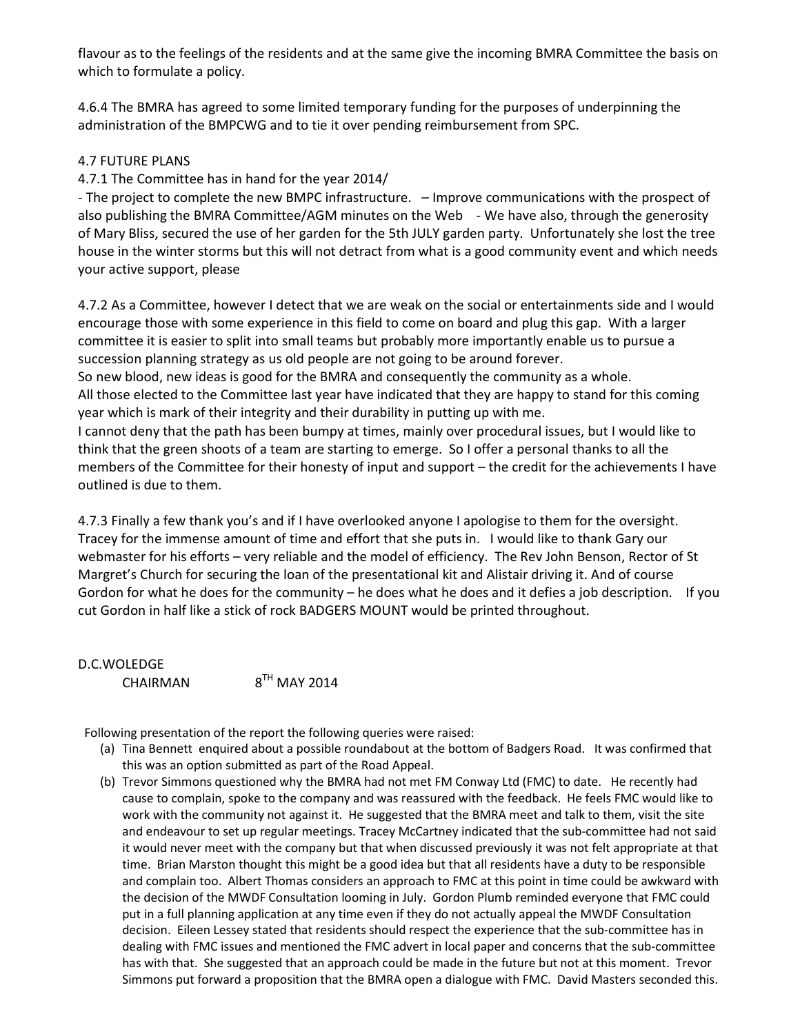flavour as to the feelings of the residents and at the same give the incoming BMRA Committee the basis on which to formulate a policy.

4.6.4 The BMRA has agreed to some limited temporary funding for the purposes of underpinning the administration of the BMPCWG and to tie it over pending reimbursement from SPC.

4.7 FUTURE PLANS

4.7.1 The Committee has in hand for the year 2014/

- The project to complete the new BMPC infrastructure. – Improve communications with the prospect of also publishing the BMRA Committee/AGM minutes on the Web - We have also, through the generosity of Mary Bliss, secured the use of her garden for the 5th JULY garden party. Unfortunately she lost the tree house in the winter storms but this will not detract from what is a good community event and which needs your active support, please

4.7.2 As a Committee, however I detect that we are weak on the social or entertainments side and I would encourage those with some experience in this field to come on board and plug this gap. With a larger committee it is easier to split into small teams but probably more importantly enable us to pursue a succession planning strategy as us old people are not going to be around forever.

So new blood, new ideas is good for the BMRA and consequently the community as a whole.

All those elected to the Committee last year have indicated that they are happy to stand for this coming year which is mark of their integrity and their durability in putting up with me.

I cannot deny that the path has been bumpy at times, mainly over procedural issues, but I would like to think that the green shoots of a team are starting to emerge. So I offer a personal thanks to all the members of the Committee for their honesty of input and support – the credit for the achievements I have outlined is due to them.

4.7.3 Finally a few thank you's and if I have overlooked anyone I apologise to them for the oversight. Tracey for the immense amount of time and effort that she puts in. I would like to thank Gary our webmaster for his efforts – very reliable and the model of efficiency. The Rev John Benson, Rector of St Margret's Church for securing the loan of the presentational kit and Alistair driving it. And of course Gordon for what he does for the community – he does what he does and it defies a job description. If you cut Gordon in half like a stick of rock BADGERS MOUNT would be printed throughout.

D.C.WOLEDGE
CHAIRMAN 8TH MAY 2014

Following presentation of the report the following queries were raised:

(a) Tina Bennett enquired about a possible roundabout at the bottom of Badgers Road. It was confirmed that this was an option submitted as part of the Road Appeal.

(b) Trevor Simmons questioned why the BMRA had not met FM Conway Ltd (FMC) to date. He recently had cause to complain, spoke to the company and was reassured with the feedback. He feels FMC would like to work with the community not against it. He suggested that the BMRA meet and talk to them, visit the site and endeavour to set up regular meetings. Tracey McCartney indicated that the sub-committee had not said it would never meet with the company but that when discussed previously it was not felt appropriate at that time. Brian Marston thought this might be a good idea but that all residents have a duty to be responsible and complain too. Albert Thomas considers an approach to FMC at this point in time could be awkward with the decision of the MWDF Consultation looming in July. Gordon Plumb reminded everyone that FMC could put in a full planning application at any time even if they do not actually appeal the MWDF Consultation decision. Eileen Lessey stated that residents should respect the experience that the sub-committee has in dealing with FMC issues and mentioned the FMC advert in local paper and concerns that the sub-committee has with that. She suggested that an approach could be made in the future but not at this moment. Trevor Simmons put forward a proposition that the BMRA open a dialogue with FMC. David Masters seconded this.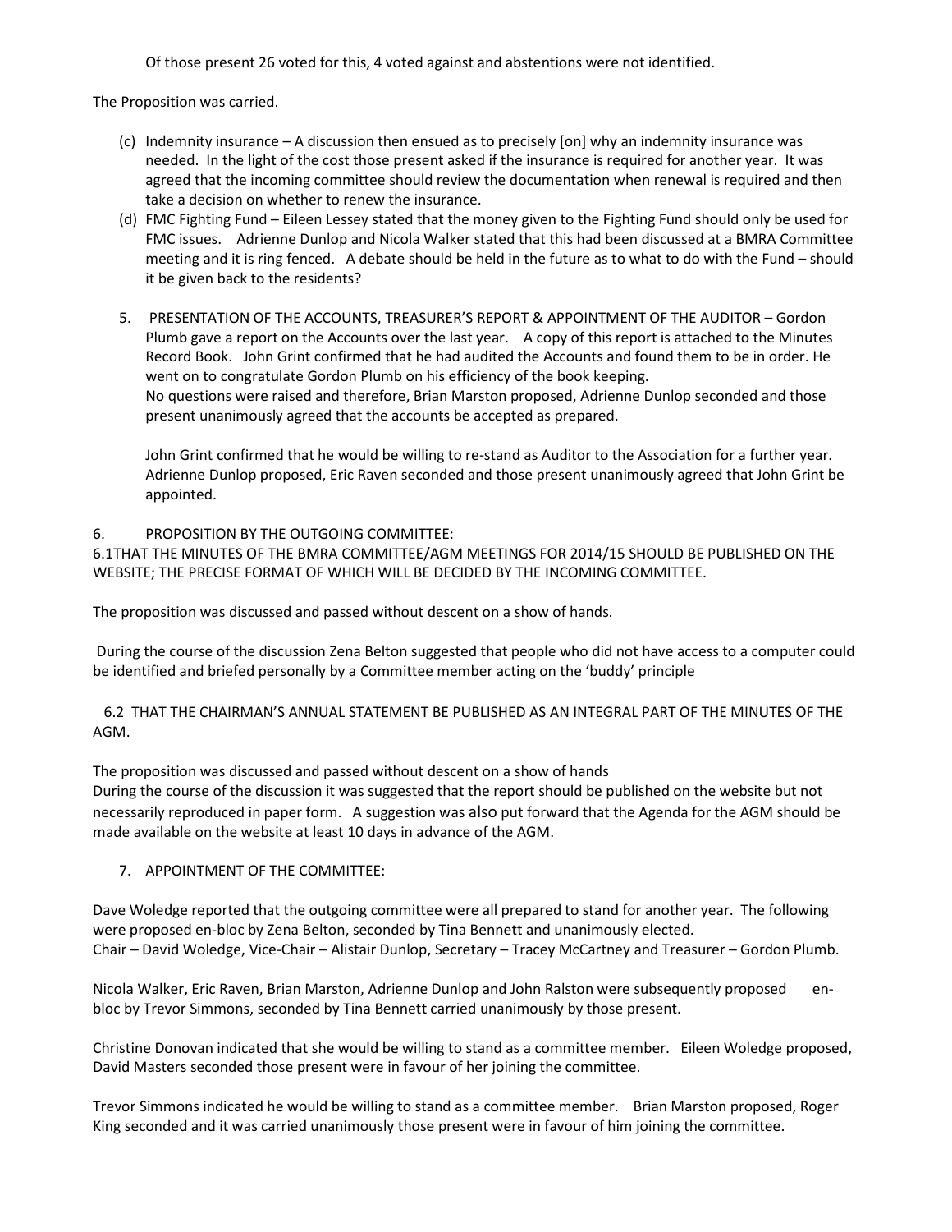Of those present 26 voted for this, 4 voted against and abstentions were not identified.

The Proposition was carried.

(c) Indemnity insurance – A discussion then ensued as to precisely [on] why an indemnity insurance was needed. In the light of the cost those present asked if the insurance is required for another year. It was agreed that the incoming committee should review the documentation when renewal is required and then take a decision on whether to renew the insurance.

(d) FMC Fighting Fund – Eileen Lessey stated that the money given to the Fighting Fund should only be used for FMC issues. Adrienne Dunlop and Nicola Walker stated that this had been discussed at a BMRA Committee meeting and it is ring fenced. A debate should be held in the future as to what to do with the Fund – should it be given back to the residents?

5. PRESENTATION OF THE ACCOUNTS, TREASURER'S REPORT & APPOINTMENT OF THE AUDITOR – Gordon Plumb gave a report on the Accounts over the last year. A copy of this report is attached to the Minutes Record Book. John Grint confirmed that he had audited the Accounts and found them to be in order. He went on to congratulate Gordon Plumb on his efficiency of the book keeping.
No questions were raised and therefore, Brian Marston proposed, Adrienne Dunlop seconded and those present unanimously agreed that the accounts be accepted as prepared.

John Grint confirmed that he would be willing to re-stand as Auditor to the Association for a further year. Adrienne Dunlop proposed, Eric Raven seconded and those present unanimously agreed that John Grint be appointed.

6. PROPOSITION BY THE OUTGOING COMMITTEE:

6.1THAT THE MINUTES OF THE BMRA COMMITTEE/AGM MEETINGS FOR 2014/15 SHOULD BE PUBLISHED ON THE WEBSITE; THE PRECISE FORMAT OF WHICH WILL BE DECIDED BY THE INCOMING COMMITTEE.

The proposition was discussed and passed without descent on a show of hands.

During the course of the discussion Zena Belton suggested that people who did not have access to a computer could be identified and briefed personally by a Committee member acting on the 'buddy' principle

6.2 THAT THE CHAIRMAN'S ANNUAL STATEMENT BE PUBLISHED AS AN INTEGRAL PART OF THE MINUTES OF THE AGM.

The proposition was discussed and passed without descent on a show of hands
During the course of the discussion it was suggested that the report should be published on the website but not necessarily reproduced in paper form. A suggestion was also put forward that the Agenda for the AGM should be made available on the website at least 10 days in advance of the AGM.

7. APPOINTMENT OF THE COMMITTEE:

Dave Woledge reported that the outgoing committee were all prepared to stand for another year. The following were proposed en-bloc by Zena Belton, seconded by Tina Bennett and unanimously elected.
Chair – David Woledge, Vice-Chair – Alistair Dunlop, Secretary – Tracey McCartney and Treasurer – Gordon Plumb.

Nicola Walker, Eric Raven, Brian Marston, Adrienne Dunlop and John Ralston were subsequently proposed en-bloc by Trevor Simmons, seconded by Tina Bennett carried unanimously by those present.

Christine Donovan indicated that she would be willing to stand as a committee member. Eileen Woledge proposed, David Masters seconded those present were in favour of her joining the committee.

Trevor Simmons indicated he would be willing to stand as a committee member. Brian Marston proposed, Roger King seconded and it was carried unanimously those present were in favour of him joining the committee.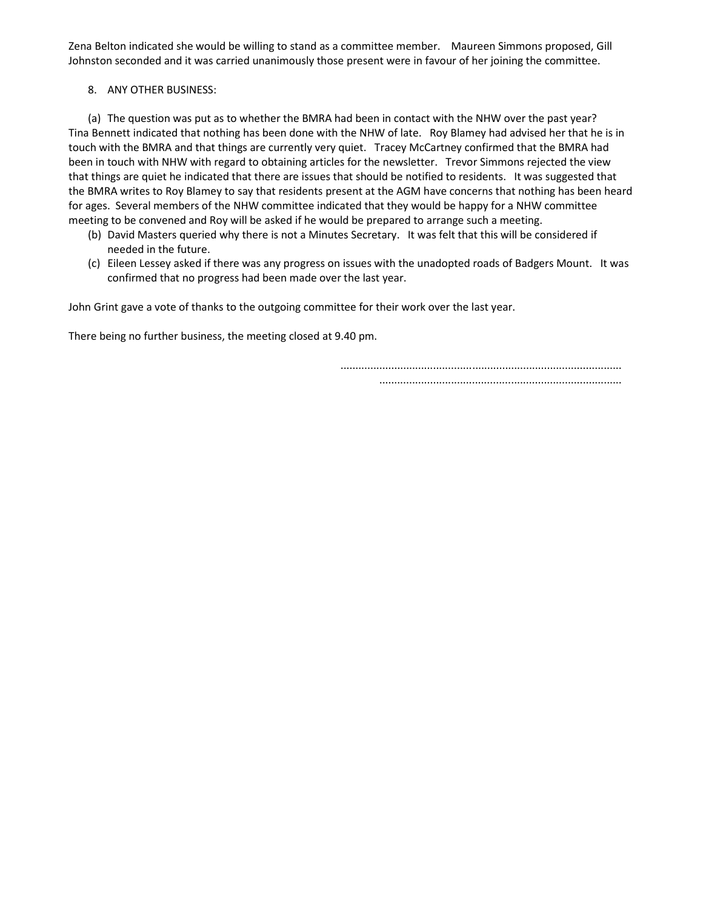Zena Belton indicated she would be willing to stand as a committee member. Maureen Simmons proposed, Gill Johnston seconded and it was carried unanimously those present were in favour of her joining the committee.

8. ANY OTHER BUSINESS:

(a) The question was put as to whether the BMRA had been in contact with the NHW over the past year? Tina Bennett indicated that nothing has been done with the NHW of late. Roy Blamey had advised her that he is in touch with the BMRA and that things are currently very quiet. Tracey McCartney confirmed that the BMRA had been in touch with NHW with regard to obtaining articles for the newsletter. Trevor Simmons rejected the view that things are quiet he indicated that there are issues that should be notified to residents. It was suggested that the BMRA writes to Roy Blamey to say that residents present at the AGM have concerns that nothing has been heard for ages. Several members of the NHW committee indicated that they would be happy for a NHW committee meeting to be convened and Roy will be asked if he would be prepared to arrange such a meeting.

(b) David Masters queried why there is not a Minutes Secretary. It was felt that this will be considered if needed in the future.

(c) Eileen Lessey asked if there was any progress on issues with the unadopted roads of Badgers Mount. It was confirmed that no progress had been made over the last year.

John Grint gave a vote of thanks to the outgoing committee for their work over the last year.

There being no further business, the meeting closed at 9.40 pm.

.............................................................................................

..................................................................................